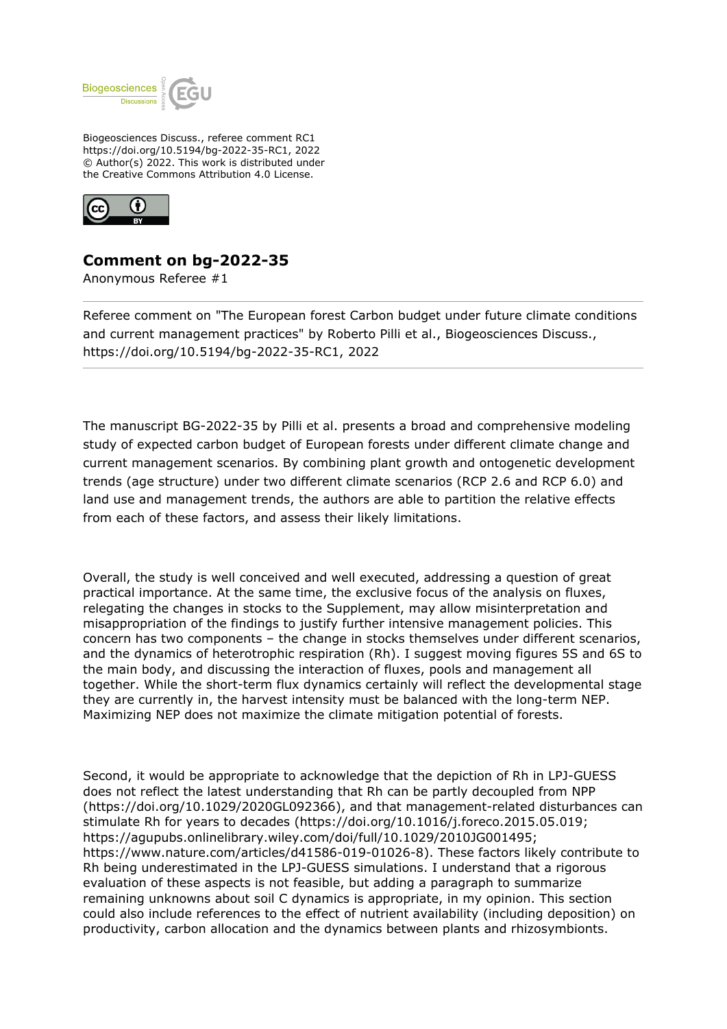Biogeosciences Discuss., referee comment RC1
https://doi.org/10.5194/bg-2022-35-RC1, 2022
© Author(s) 2022. This work is distributed under
the Creative Commons Attribution 4.0 License.

## Comment on bg-2022-35

Anonymous Referee #1

Referee comment on "The European forest Carbon budget under future climate conditions and current management practices" by Roberto Pilli et al., Biogeosciences Discuss., https://doi.org/10.5194/bg-2022-35-RC1, 2022

---

The manuscript BG-2022-35 by Pilli et al. presents a broad and comprehensive modeling study of expected carbon budget of European forests under different climate change and current management scenarios. By combining plant growth and ontogenetic development trends (age structure) under two different climate scenarios (RCP 2.6 and RCP 6.0) and land use and management trends, the authors are able to partition the relative effects from each of these factors, and assess their likely limitations.

Overall, the study is well conceived and well executed, addressing a question of great practical importance. At the same time, the exclusive focus of the analysis on fluxes, relegating the changes in stocks to the Supplement, may allow misinterpretation and misappropriation of the findings to justify further intensive management policies. This concern has two components – the change in stocks themselves under different scenarios, and the dynamics of heterotrophic respiration (Rh). I suggest moving figures 5S and 6S to the main body, and discussing the interaction of fluxes, pools and management all together. While the short-term flux dynamics certainly will reflect the developmental stage they are currently in, the harvest intensity must be balanced with the long-term NEP. Maximizing NEP does not maximize the climate mitigation potential of forests.

Second, it would be appropriate to acknowledge that the depiction of Rh in LPJ-GUESS does not reflect the latest understanding that Rh can be partly decoupled from NPP (https://doi.org/10.1029/2020GL092366), and that management-related disturbances can stimulate Rh for years to decades (https://doi.org/10.1016/j.foreco.2015.05.019; https://agupubs.onlinelibrary.wiley.com/doi/full/10.1029/2010JG001495; https://www.nature.com/articles/d41586-019-01026-8). These factors likely contribute to Rh being underestimated in the LPJ-GUESS simulations. I understand that a rigorous evaluation of these aspects is not feasible, but adding a paragraph to summarize remaining unknowns about soil C dynamics is appropriate, in my opinion. This section could also include references to the effect of nutrient availability (including deposition) on productivity, carbon allocation and the dynamics between plants and rhizosymbionts.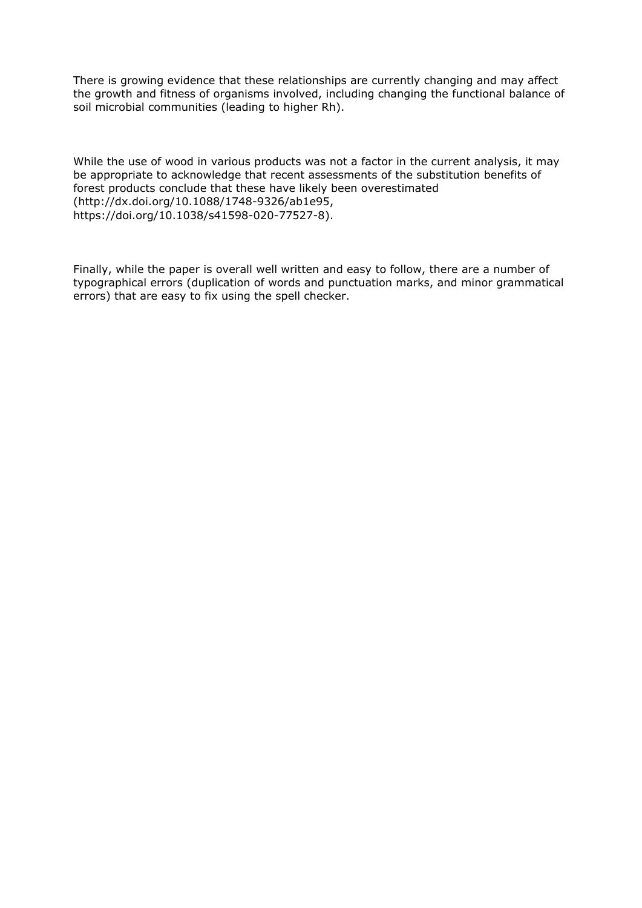There is growing evidence that these relationships are currently changing and may affect the growth and fitness of organisms involved, including changing the functional balance of soil microbial communities (leading to higher Rh).

While the use of wood in various products was not a factor in the current analysis, it may be appropriate to acknowledge that recent assessments of the substitution benefits of forest products conclude that these have likely been overestimated (http://dx.doi.org/10.1088/1748-9326/ab1e95, https://doi.org/10.1038/s41598-020-77527-8).

Finally, while the paper is overall well written and easy to follow, there are a number of typographical errors (duplication of words and punctuation marks, and minor grammatical errors) that are easy to fix using the spell checker.